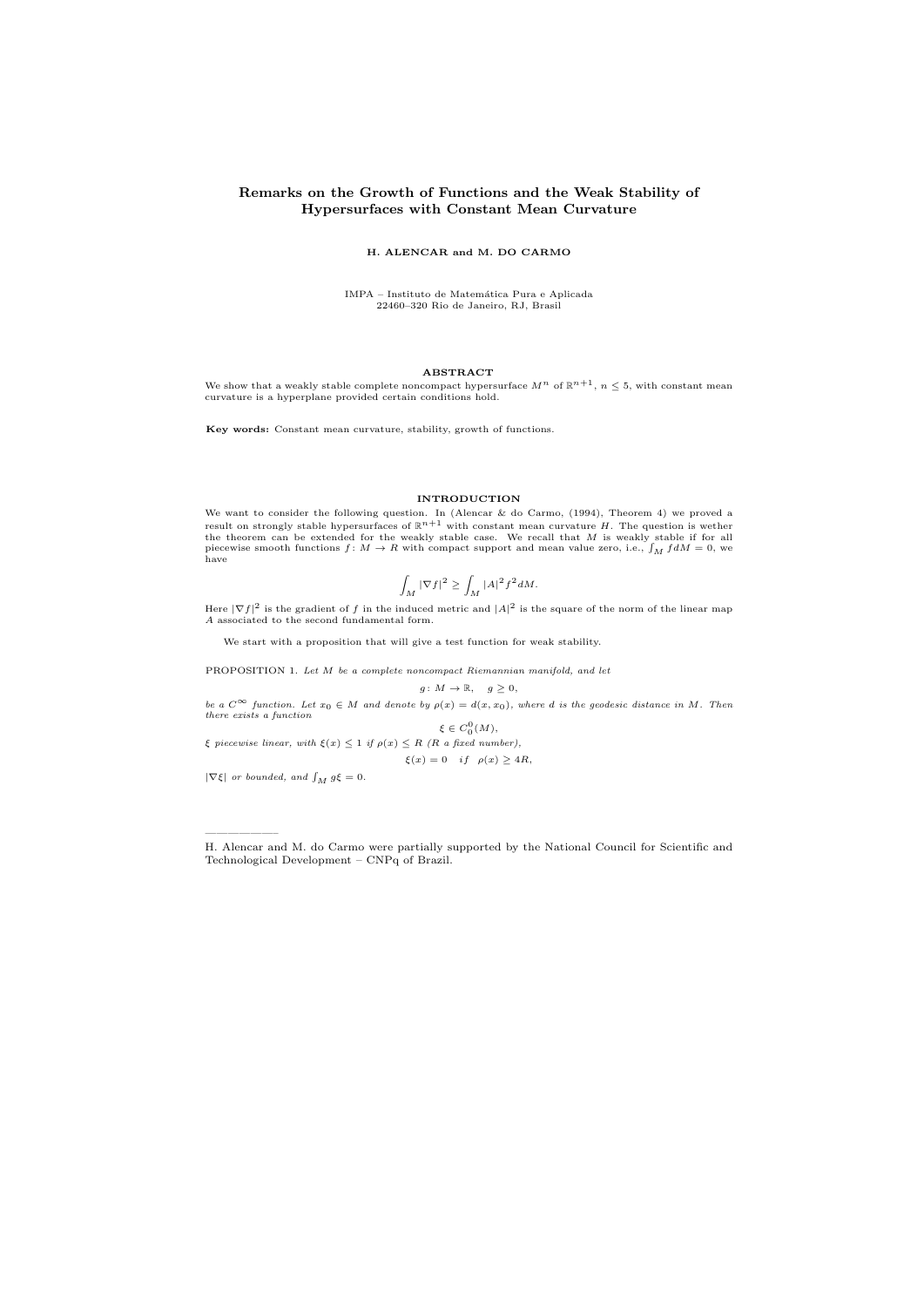# Remarks on the Growth of Functions and the Weak Stability of Hypersurfaces with Constant Mean Curvature

**H. ALENCAR and M. DO CARMO**

IMPA – Instituto de Matemática Pura e Aplicada
22460–320 Rio de Janeiro, RJ, Brasil

## ABSTRACT

We show that a weakly stable complete noncompact hypersurface $M^n$ of $\mathbb{R}^{n+1}$, $n \leq 5$, with constant mean curvature is a hyperplane provided certain conditions hold.

**Key words:** Constant mean curvature, stability, growth of functions.

## INTRODUCTION

We want to consider the following question. In (Alencar & do Carmo, (1994), Theorem 4) we proved a result on strongly stable hypersurfaces of $\mathbb{R}^{n+1}$ with constant mean curvature $H$. The question is wether the theorem can be extended for the weakly stable case. We recall that $M$ is weakly stable if for all piecewise smooth functions $f\colon M \to R$ with compact support and mean value zero, i.e., $\int_M f dM = 0$, we have

$$\int_M |\nabla f|^2 \geq \int_M |A|^2 f^2 dM.$$

Here $|\nabla f|^2$ is the gradient of $f$ in the induced metric and $|A|^2$ is the square of the norm of the linear map $A$ associated to the second fundamental form.

We start with a proposition that will give a test function for weak stability.

PROPOSITION 1. *Let $M$ be a complete noncompact Riemannian manifold, and let*

$$g\colon M \to \mathbb{R}, \quad g \geq 0,$$

*be a $C^\infty$ function. Let $x_0 \in M$ and denote by $\rho(x) = d(x, x_0)$, where $d$ is the geodesic distance in $M$. Then there exists a function*

$$\xi \in C_0^0(M),$$

*$\xi$ piecewise linear, with $\xi(x) \leq 1$ if $\rho(x) \leq R$ ($R$ a fixed number),*

$$\xi(x) = 0 \quad if \quad \rho(x) \geq 4R,$$

*$|\nabla \xi|$ or bounded, and $\int_M g\xi = 0$.*

---

H. Alencar and M. do Carmo were partially supported by the National Council for Scientific and Technological Development – CNPq of Brazil.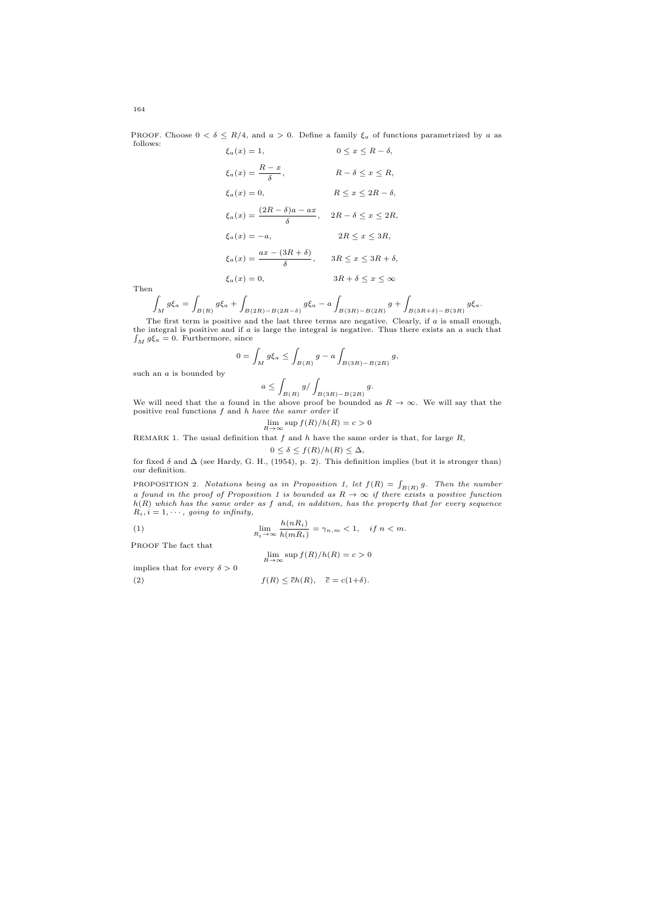PROOF. Choose $0 < \delta \leq R/4$, and $a > 0$. Define a family $\xi_a$ of functions parametrized by $a$ as follows:

$$
\begin{aligned}
\xi_a(x) &= 1, && 0 \leq x \leq R-\delta,\\
\xi_a(x) &= \frac{R-x}{\delta}, && R-\delta \leq x \leq R,\\
\xi_a(x) &= 0, && R \leq x \leq 2R-\delta,\\
\xi_a(x) &= \frac{(2R-\delta)a - ax}{\delta}, && 2R-\delta \leq x \leq 2R,\\
\xi_a(x) &= -a, && 2R \leq x \leq 3R,\\
\xi_a(x) &= \frac{ax-(3R+\delta)}{\delta}, && 3R \leq x \leq 3R+\delta,\\
\xi_a(x) &= 0, && 3R+\delta \leq x \leq \infty
\end{aligned}
$$

Then

$$
\int_M g\xi_a = \int_{B(R)} g\xi_a + \int_{B(2R)-B(2R-\delta)} g\xi_a - a\int_{B(3R)-B(2R)} g + \int_{B(3R+\delta)-B(3R)} g\xi_a.
$$

The first term is positive and the last three terms are negative. Clearly, if $a$ is small enough, the integral is positive and if $a$ is large the integral is negative. Thus there exists an $a$ such that $\int_M g\xi_a = 0$. Furthermore, since

$$
0 = \int_M g\xi_a \leq \int_{B(R)} g - a\int_{B(3R)-B(2R)} g,
$$

such an $a$ is bounded by

$$
a \leq \int_{B(R)} g / \int_{B(3R)-B(2R)} g.
$$

We will need that the $a$ found in the above proof be bounded as $R \to \infty$. We will say that the positive real functions $f$ and $h$ *have the samr order* if

$$
\lim_{R\to\infty} \sup f(R)/h(R) = c > 0
$$

REMARK 1. The usual definition that $f$ and $h$ have the same order is that, for large $R$,

$$
0 \leq \delta \leq f(R)/h(R) \leq \Delta,
$$

for fixed $\delta$ and $\Delta$ (see Hardy, G. H., (1954), p. 2). This definition implies (but it is stronger than) our definition.

PROPOSITION 2. *Notations being as in Proposition 1, let $f(R) = \int_{B(R)} g$. Then the number $a$ found in the proof of Proposition 1 is bounded as $R \to \infty$ if there exists a positive function $h(R)$ which has the same order as $f$ and, in addition, has the property that for every sequence $R_i, i = 1, \cdots,$ going to infinity,*

$$
\lim_{R_i\to\infty} \frac{h(nR_i)}{h(mR_i)} = \gamma_{n,m} < 1, \quad if\ n < m. \tag{1}
$$

PROOF The fact that

$$
\lim_{R\to\infty} \sup f(R)/h(R) = c > 0
$$

implies that for every $\delta > 0$

$$
f(R) \leq \bar{c}h(R), \quad \bar{c} = c(1+\delta). \tag{2}
$$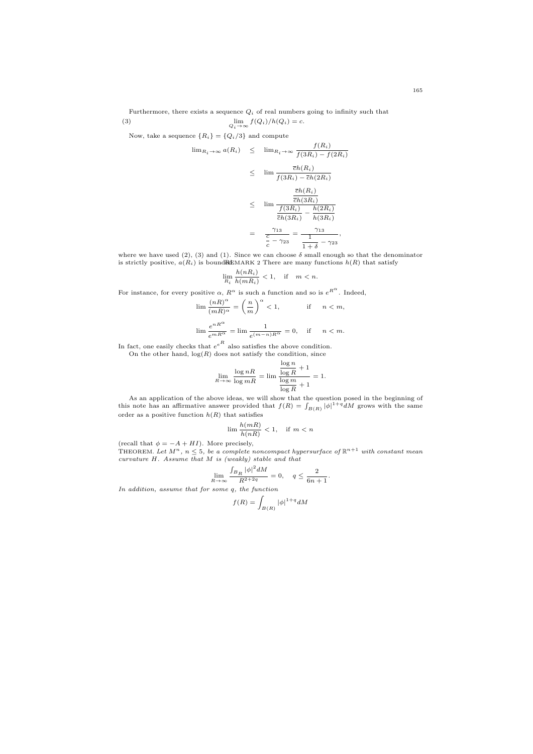Furthermore, there exists a sequence $Q_i$ of real numbers going to infinity such that

$$\lim_{Q_i \to \infty} f(Q_i)/h(Q_i) = c. \tag{3}$$

Now, take a sequence $\{R_i\} = \{Q_i/3\}$ and compute

$$\begin{aligned}
\lim_{R_i \to \infty} a(R_i) \quad &\leq \quad \lim_{R_i \to \infty} \frac{f(R_i)}{f(3R_i) - f(2R_i)} \\
&\leq \quad \lim \frac{\bar{c}h(R_i)}{f(3R_i) - \bar{c}h(2R_i)} \\
&\leq \quad \lim \frac{\dfrac{\bar{c}h(R_i)}{\bar{c}h(3R_i)}}{\dfrac{f(3R_i)}{\bar{c}h(3R_i)} - \dfrac{h(2R_i)}{h(3R_i)}} \\
&= \quad \frac{\gamma_{13}}{\dfrac{c}{\bar{c}} - \gamma_{23}} = \frac{\gamma_{13}}{\dfrac{1}{1+\delta} - \gamma_{23}},
\end{aligned}$$

where we have used (2), (3) and (1). Since we can choose $\delta$ small enough so that the denominator is strictly positive, $a(R_i)$ is bounded.

REMARK 2 There are many functions $h(R)$ that satisfy

$$\lim_{R_i} \frac{h(nR_i)}{h(mR_i)} < 1, \quad \text{if} \quad m < n.$$

For instance, for every positive $\alpha$, $R^\alpha$ is such a function and so is $e^{R^\alpha}$. Indeed,

$$\lim \frac{(nR)^\alpha}{(mR)^\alpha} = \left(\frac{n}{m}\right)^\alpha < 1, \qquad \text{if} \quad n < m,$$

$$\lim \frac{e^{nR^\alpha}}{e^{mR^\alpha}} = \lim \frac{1}{e^{(m-n)R^\alpha}} = 0, \quad \text{if} \quad n < m.$$

In fact, one easily checks that $e^{e^R}$ also satisfies the above condition.

On the other hand, $\log(R)$ does not satisfy the condition, since

$$\lim_{R \to \infty} \frac{\log nR}{\log mR} = \lim \frac{\dfrac{\log n}{\log R} + 1}{\dfrac{\log m}{\log R} + 1} = 1.$$

As an application of the above ideas, we will show that the question posed in the beginning of this note has an affirmative answer provided that $f(R) = \int_{B(R)} |\phi|^{1+q} dM$ grows with the same order as a positive function $h(R)$ that satisfies

$$\lim \frac{h(mR)}{h(nR)} < 1, \quad \text{if } m < n$$

(recall that $\phi = -A + HI$). More precisely,

THEOREM. *Let $M^n$, $n \leq 5$, be a complete noncompact hypersurface of $\mathbb{R}^{n+1}$ with constant mean curvature $H$. Assume that $M$ is (weakly) stable and that*

$$\lim_{R \to \infty} \frac{\int_{B_R} |\phi|^2 dM}{R^{2+2q}} = 0, \quad q \leq \frac{2}{6n+1}.$$

*In addition, assume that for some $q$, the function*

$$f(R) = \int_{B(R)} |\phi|^{1+q} dM$$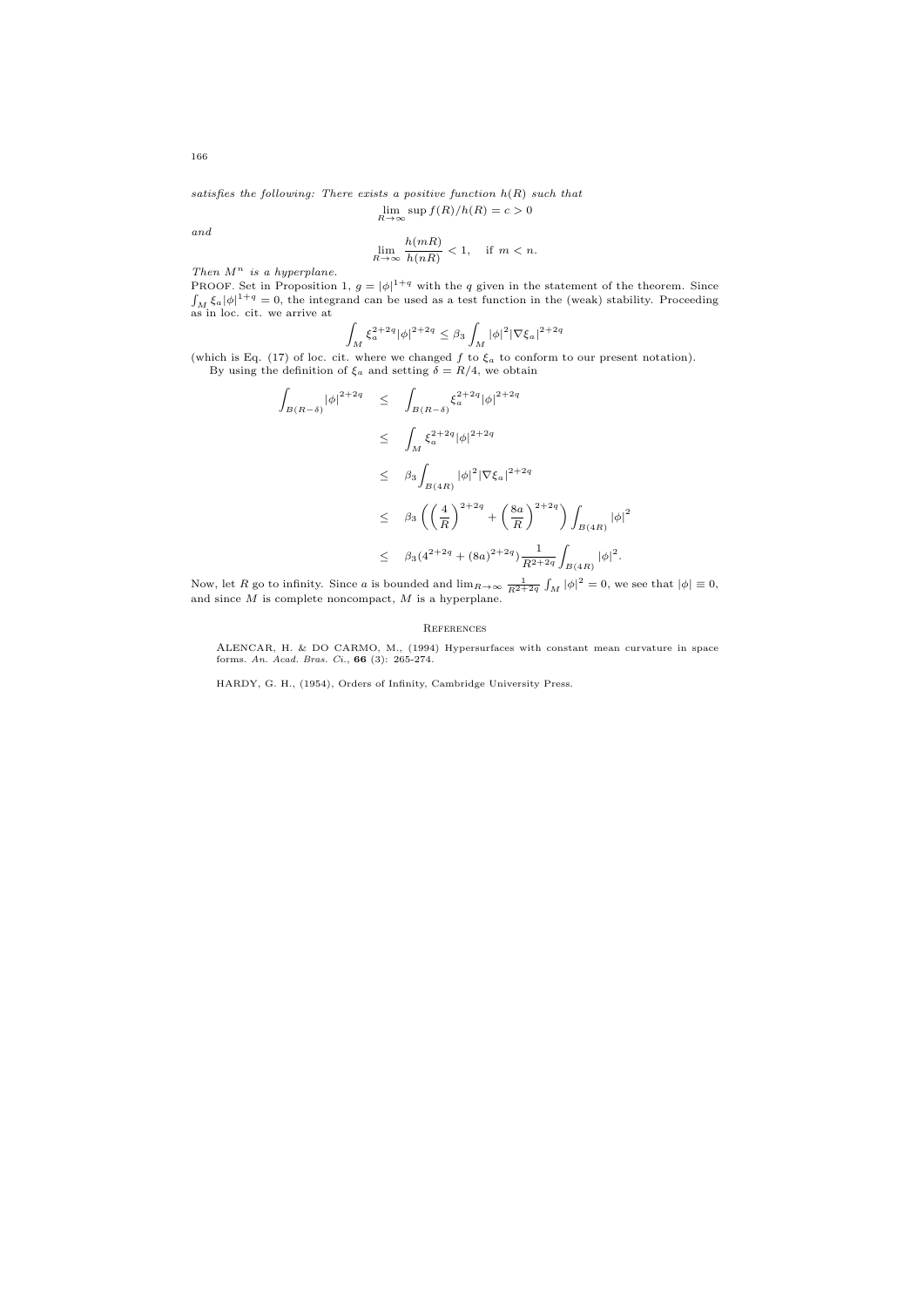*satisfies the following: There exists a positive function $h(R)$ such that*

$$\lim_{R\to\infty} \sup f(R)/h(R) = c > 0$$

*and*

$$\lim_{R\to\infty} \frac{h(mR)}{h(nR)} < 1, \quad \text{if } m < n.$$

*Then $M^n$ is a hyperplane.*

PROOF. Set in Proposition 1, $g = |\phi|^{1+q}$ with the $q$ given in the statement of the theorem. Since $\int_M \xi_a |\phi|^{1+q} = 0$, the integrand can be used as a test function in the (weak) stability. Proceeding as in loc. cit. we arrive at

$$\int_M \xi_a^{2+2q} |\phi|^{2+2q} \leq \beta_3 \int_M |\phi|^2 |\nabla \xi_a|^{2+2q}$$

(which is Eq. (17) of loc. cit. where we changed $f$ to $\xi_a$ to conform to our present notation).

By using the definition of $\xi_a$ and setting $\delta = R/4$, we obtain

$$\begin{aligned}
\int_{B(R-\delta)} |\phi|^{2+2q} &\leq \int_{B(R-\delta)} \xi_a^{2+2q} |\phi|^{2+2q} \\
&\leq \int_M \xi_a^{2+2q} |\phi|^{2+2q} \\
&\leq \beta_3 \int_{B(4R)} |\phi|^2 |\nabla \xi_a|^{2+2q} \\
&\leq \beta_3 \left( \left(\frac{4}{R}\right)^{2+2q} + \left(\frac{8a}{R}\right)^{2+2q} \right) \int_{B(4R)} |\phi|^2 \\
&\leq \beta_3 (4^{2+2q} + (8a)^{2+2q}) \frac{1}{R^{2+2q}} \int_{B(4R)} |\phi|^2.
\end{aligned}$$

Now, let $R$ go to infinity. Since $a$ is bounded and $\lim_{R\to\infty} \frac{1}{R^{2+2q}} \int_M |\phi|^2 = 0$, we see that $|\phi| \equiv 0$, and since $M$ is complete noncompact, $M$ is a hyperplane.

## References

ALENCAR, H. & DO CARMO, M., (1994) Hypersurfaces with constant mean curvature in space forms. *An. Acad. Bras. Ci.*, **66** (3): 265-274.

HARDY, G. H., (1954), Orders of Infinity, Cambridge University Press.